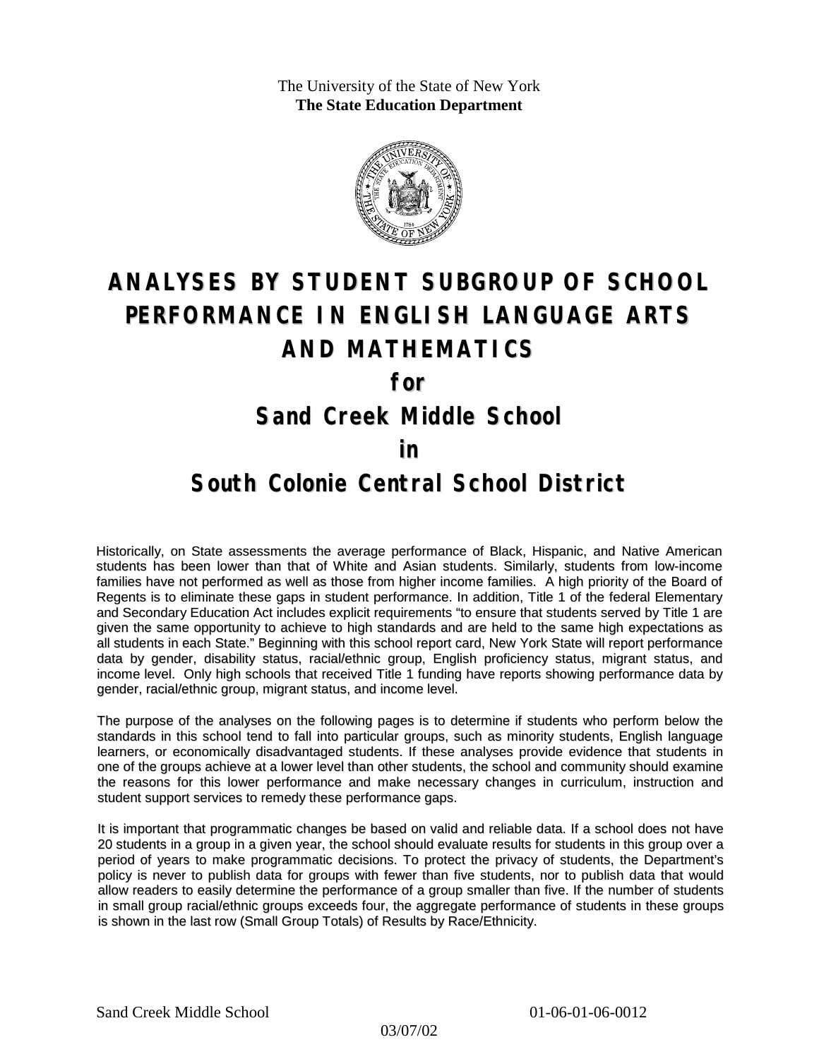The University of the State of New York
**The State Education Department**

# ANALYSES BY STUDENT SUBGROUP OF SCHOOL PERFORMANCE IN ENGLISH LANGUAGE ARTS AND MATHEMATICS

## for

## Sand Creek Middle School

## in

## South Colonie Central School District

Historically, on State assessments the average performance of Black, Hispanic, and Native American students has been lower than that of White and Asian students. Similarly, students from low-income families have not performed as well as those from higher income families. A high priority of the Board of Regents is to eliminate these gaps in student performance. In addition, Title 1 of the federal Elementary and Secondary Education Act includes explicit requirements "to ensure that students served by Title 1 are given the same opportunity to achieve to high standards and are held to the same high expectations as all students in each State." Beginning with this school report card, New York State will report performance data by gender, disability status, racial/ethnic group, English proficiency status, migrant status, and income level. Only high schools that received Title 1 funding have reports showing performance data by gender, racial/ethnic group, migrant status, and income level.

The purpose of the analyses on the following pages is to determine if students who perform below the standards in this school tend to fall into particular groups, such as minority students, English language learners, or economically disadvantaged students. If these analyses provide evidence that students in one of the groups achieve at a lower level than other students, the school and community should examine the reasons for this lower performance and make necessary changes in curriculum, instruction and student support services to remedy these performance gaps.

It is important that programmatic changes be based on valid and reliable data. If a school does not have 20 students in a group in a given year, the school should evaluate results for students in this group over a period of years to make programmatic decisions. To protect the privacy of students, the Department's policy is never to publish data for groups with fewer than five students, nor to publish data that would allow readers to easily determine the performance of a group smaller than five. If the number of students in small group racial/ethnic groups exceeds four, the aggregate performance of students in these groups is shown in the last row (Small Group Totals) of Results by Race/Ethnicity.

Sand Creek Middle School 01-06-01-06-0012

03/07/02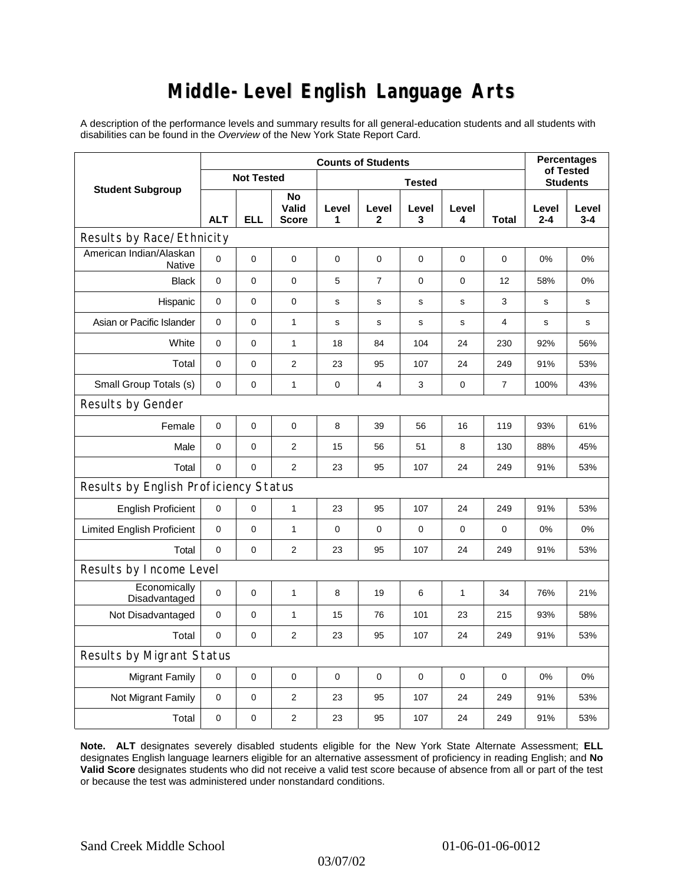# Middle-Level English Language Arts

A description of the performance levels and summary results for all general-education students and all students with disabilities can be found in the *Overview* of the New York State Report Card.

| Student Subgroup | Counts of Students | | | | | | | | Percentages of Tested Students | |
|---|---|---|---|---|---|---|---|---|---|---|
| | Not Tested | | | Tested | | | | | | |
| | ALT | ELL | No Valid Score | Level 1 | Level 2 | Level 3 | Level 4 | Total | Level 2-4 | Level 3-4 |
| **Results by Race/Ethnicity** | | | | | | | | | | |
| American Indian/Alaskan Native | 0 | 0 | 0 | 0 | 0 | 0 | 0 | 0 | 0% | 0% |
| Black | 0 | 0 | 0 | 5 | 7 | 0 | 0 | 12 | 58% | 0% |
| Hispanic | 0 | 0 | 0 | s | s | s | s | 3 | s | s |
| Asian or Pacific Islander | 0 | 0 | 1 | s | s | s | s | 4 | s | s |
| White | 0 | 0 | 1 | 18 | 84 | 104 | 24 | 230 | 92% | 56% |
| Total | 0 | 0 | 2 | 23 | 95 | 107 | 24 | 249 | 91% | 53% |
| Small Group Totals (s) | 0 | 0 | 1 | 0 | 4 | 3 | 0 | 7 | 100% | 43% |
| **Results by Gender** | | | | | | | | | | |
| Female | 0 | 0 | 0 | 8 | 39 | 56 | 16 | 119 | 93% | 61% |
| Male | 0 | 0 | 2 | 15 | 56 | 51 | 8 | 130 | 88% | 45% |
| Total | 0 | 0 | 2 | 23 | 95 | 107 | 24 | 249 | 91% | 53% |
| **Results by English Proficiency Status** | | | | | | | | | | |
| English Proficient | 0 | 0 | 1 | 23 | 95 | 107 | 24 | 249 | 91% | 53% |
| Limited English Proficient | 0 | 0 | 1 | 0 | 0 | 0 | 0 | 0 | 0% | 0% |
| Total | 0 | 0 | 2 | 23 | 95 | 107 | 24 | 249 | 91% | 53% |
| **Results by Income Level** | | | | | | | | | | |
| Economically Disadvantaged | 0 | 0 | 1 | 8 | 19 | 6 | 1 | 34 | 76% | 21% |
| Not Disadvantaged | 0 | 0 | 1 | 15 | 76 | 101 | 23 | 215 | 93% | 58% |
| Total | 0 | 0 | 2 | 23 | 95 | 107 | 24 | 249 | 91% | 53% |
| **Results by Migrant Status** | | | | | | | | | | |
| Migrant Family | 0 | 0 | 0 | 0 | 0 | 0 | 0 | 0 | 0% | 0% |
| Not Migrant Family | 0 | 0 | 2 | 23 | 95 | 107 | 24 | 249 | 91% | 53% |
| Total | 0 | 0 | 2 | 23 | 95 | 107 | 24 | 249 | 91% | 53% |

**Note. ALT** designates severely disabled students eligible for the New York State Alternate Assessment; **ELL** designates English language learners eligible for an alternative assessment of proficiency in reading English; and **No Valid Score** designates students who did not receive a valid test score because of absence from all or part of the test or because the test was administered under nonstandard conditions.

Sand Creek Middle School 01-06-01-06-0012

03/07/02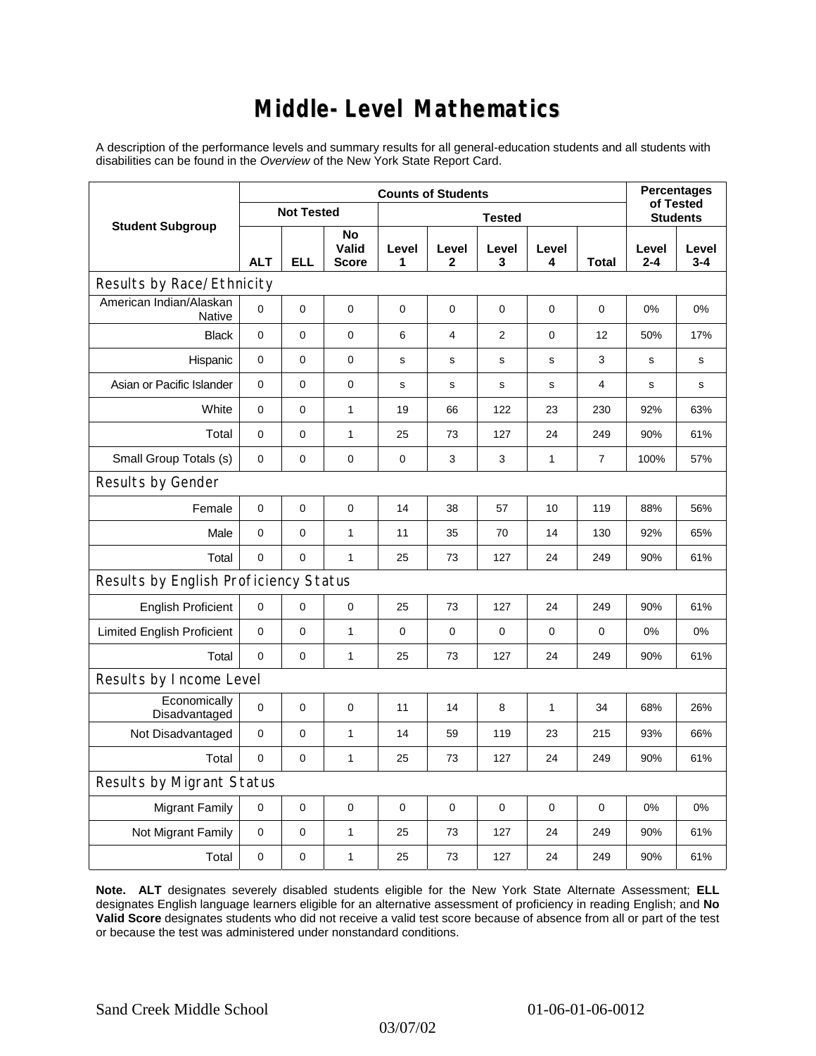# Middle-Level Mathematics

A description of the performance levels and summary results for all general-education students and all students with disabilities can be found in the *Overview* of the New York State Report Card.

| Student Subgroup | Counts of Students | | | | | | | | Percentages of Tested Students | |
|---|---|---|---|---|---|---|---|---|---|---|
| | Not Tested | | | Tested | | | | | | |
| | ALT | ELL | No Valid Score | Level 1 | Level 2 | Level 3 | Level 4 | Total | Level 2-4 | Level 3-4 |
| **Results by Race/Ethnicity** | | | | | | | | | | |
| American Indian/Alaskan Native | 0 | 0 | 0 | 0 | 0 | 0 | 0 | 0 | 0% | 0% |
| Black | 0 | 0 | 0 | 6 | 4 | 2 | 0 | 12 | 50% | 17% |
| Hispanic | 0 | 0 | 0 | s | s | s | s | 3 | s | s |
| Asian or Pacific Islander | 0 | 0 | 0 | s | s | s | s | 4 | s | s |
| White | 0 | 0 | 1 | 19 | 66 | 122 | 23 | 230 | 92% | 63% |
| Total | 0 | 0 | 1 | 25 | 73 | 127 | 24 | 249 | 90% | 61% |
| Small Group Totals (s) | 0 | 0 | 0 | 0 | 3 | 3 | 1 | 7 | 100% | 57% |
| **Results by Gender** | | | | | | | | | | |
| Female | 0 | 0 | 0 | 14 | 38 | 57 | 10 | 119 | 88% | 56% |
| Male | 0 | 0 | 1 | 11 | 35 | 70 | 14 | 130 | 92% | 65% |
| Total | 0 | 0 | 1 | 25 | 73 | 127 | 24 | 249 | 90% | 61% |
| **Results by English Proficiency Status** | | | | | | | | | | |
| English Proficient | 0 | 0 | 0 | 25 | 73 | 127 | 24 | 249 | 90% | 61% |
| Limited English Proficient | 0 | 0 | 1 | 0 | 0 | 0 | 0 | 0 | 0% | 0% |
| Total | 0 | 0 | 1 | 25 | 73 | 127 | 24 | 249 | 90% | 61% |
| **Results by Income Level** | | | | | | | | | | |
| Economically Disadvantaged | 0 | 0 | 0 | 11 | 14 | 8 | 1 | 34 | 68% | 26% |
| Not Disadvantaged | 0 | 0 | 1 | 14 | 59 | 119 | 23 | 215 | 93% | 66% |
| Total | 0 | 0 | 1 | 25 | 73 | 127 | 24 | 249 | 90% | 61% |
| **Results by Migrant Status** | | | | | | | | | | |
| Migrant Family | 0 | 0 | 0 | 0 | 0 | 0 | 0 | 0 | 0% | 0% |
| Not Migrant Family | 0 | 0 | 1 | 25 | 73 | 127 | 24 | 249 | 90% | 61% |
| Total | 0 | 0 | 1 | 25 | 73 | 127 | 24 | 249 | 90% | 61% |

**Note. ALT** designates severely disabled students eligible for the New York State Alternate Assessment; **ELL** designates English language learners eligible for an alternative assessment of proficiency in reading English; and **No Valid Score** designates students who did not receive a valid test score because of absence from all or part of the test or because the test was administered under nonstandard conditions.

Sand Creek Middle School 01-06-01-06-0012

03/07/02